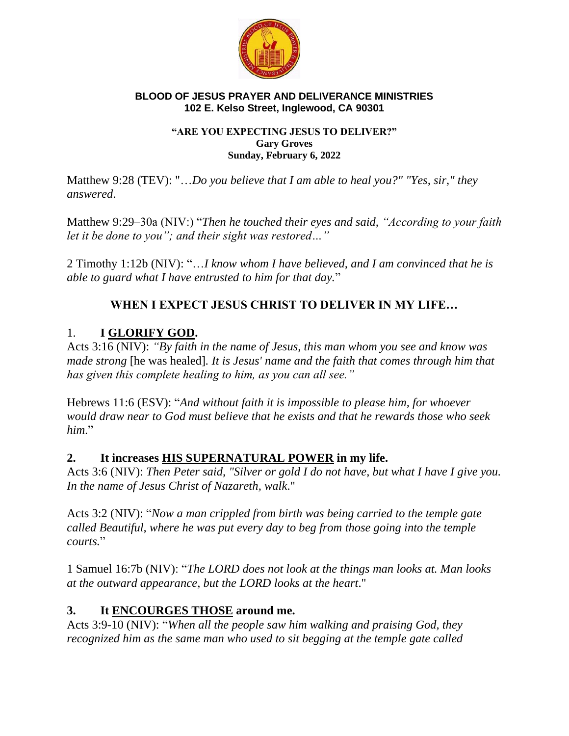**BLOOD OF JESUS PRAYER AND DELIVERANCE MINISTRIES**
**102 E. Kelso Street, Inglewood, CA 90301**

**"ARE YOU EXPECTING JESUS TO DELIVER?"**
**Gary Groves**
**Sunday, February 6, 2022**

Matthew 9:28 (TEV): "…*Do you believe that I am able to heal you?" "Yes, sir," they answered*.

Matthew 9:29–30a (NIV:) "*Then he touched their eyes and said, "According to your faith let it be done to you"; and their sight was restored…"*

2 Timothy 1:12b (NIV): "…*I know whom I have believed, and I am convinced that he is able to guard what I have entrusted to him for that day.*"

## WHEN I EXPECT JESUS CHRIST TO DELIVER IN MY LIFE…

### 1. I GLORIFY GOD.

Acts 3:16 (NIV): *"By faith in the name of Jesus, this man whom you see and know was made strong* [he was healed]. *It is Jesus' name and the faith that comes through him that has given this complete healing to him, as you can all see."*

Hebrews 11:6 (ESV): "*And without faith it is impossible to please him, for whoever would draw near to God must believe that he exists and that he rewards those who seek him.*"

### 2. It increases HIS SUPERNATURAL POWER in my life.

Acts 3:6 (NIV): *Then Peter said, "Silver or gold I do not have, but what I have I give you. In the name of Jesus Christ of Nazareth, walk.*"

Acts 3:2 (NIV): "*Now a man crippled from birth was being carried to the temple gate called Beautiful, where he was put every day to beg from those going into the temple courts.*"

1 Samuel 16:7b (NIV): "*The LORD does not look at the things man looks at. Man looks at the outward appearance, but the LORD looks at the heart*."

### 3. It ENCOURGES THOSE around me.

Acts 3:9-10 (NIV): "*When all the people saw him walking and praising God, they recognized him as the same man who used to sit begging at the temple gate called*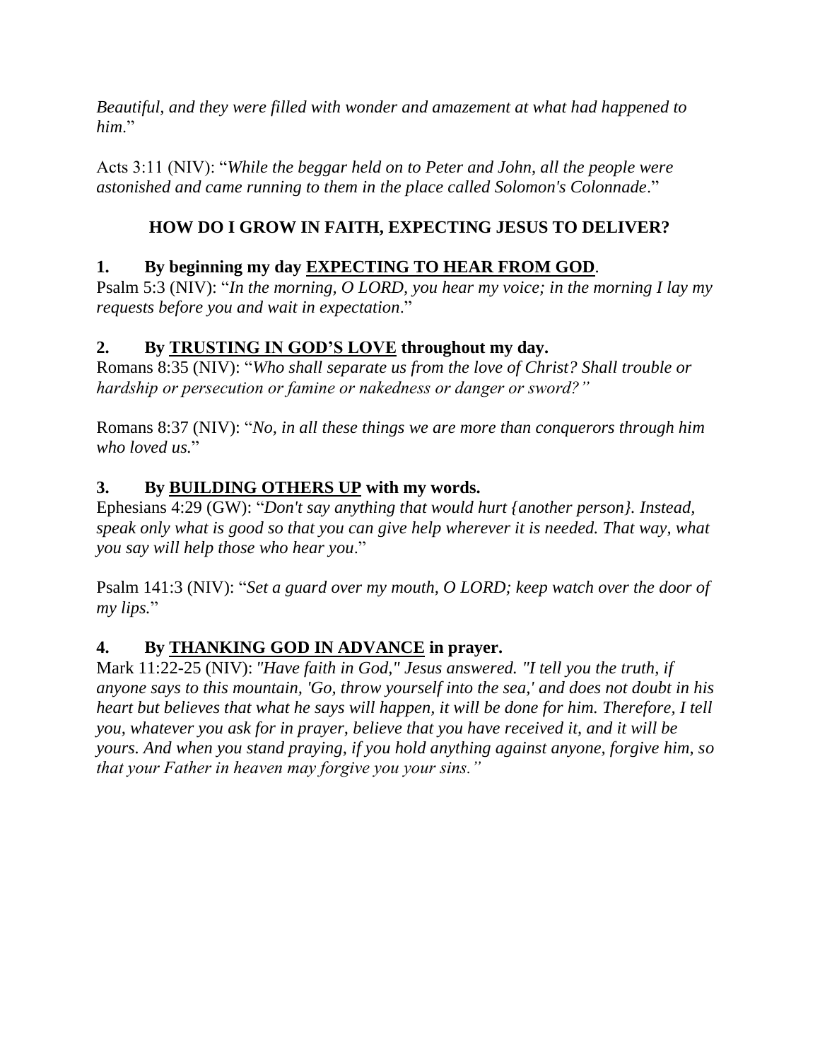*Beautiful, and they were filled with wonder and amazement at what had happened to him.*"

Acts 3:11 (NIV): "*While the beggar held on to Peter and John, all the people were astonished and came running to them in the place called Solomon's Colonnade*."

## HOW DO I GROW IN FAITH, EXPECTING JESUS TO DELIVER?

**1. By beginning my day <u>EXPECTING TO HEAR FROM GOD</u>.**
Psalm 5:3 (NIV): "*In the morning, O LORD, you hear my voice; in the morning I lay my requests before you and wait in expectation*."

**2. By <u>TRUSTING IN GOD'S LOVE</u> throughout my day.**
Romans 8:35 (NIV): "*Who shall separate us from the love of Christ? Shall trouble or hardship or persecution or famine or nakedness or danger or sword?"*

Romans 8:37 (NIV): "*No, in all these things we are more than conquerors through him who loved us.*"

**3. By <u>BUILDING OTHERS UP</u> with my words.**
Ephesians 4:29 (GW): "*Don't say anything that would hurt {another person}. Instead, speak only what is good so that you can give help wherever it is needed. That way, what you say will help those who hear you*."

Psalm 141:3 (NIV): "*Set a guard over my mouth, O LORD; keep watch over the door of my lips.*"

**4. By <u>THANKING GOD IN ADVANCE</u> in prayer.**
Mark 11:22-25 (NIV): *"Have faith in God," Jesus answered. "I tell you the truth, if anyone says to this mountain, 'Go, throw yourself into the sea,' and does not doubt in his heart but believes that what he says will happen, it will be done for him. Therefore, I tell you, whatever you ask for in prayer, believe that you have received it, and it will be yours. And when you stand praying, if you hold anything against anyone, forgive him, so that your Father in heaven may forgive you your sins."*